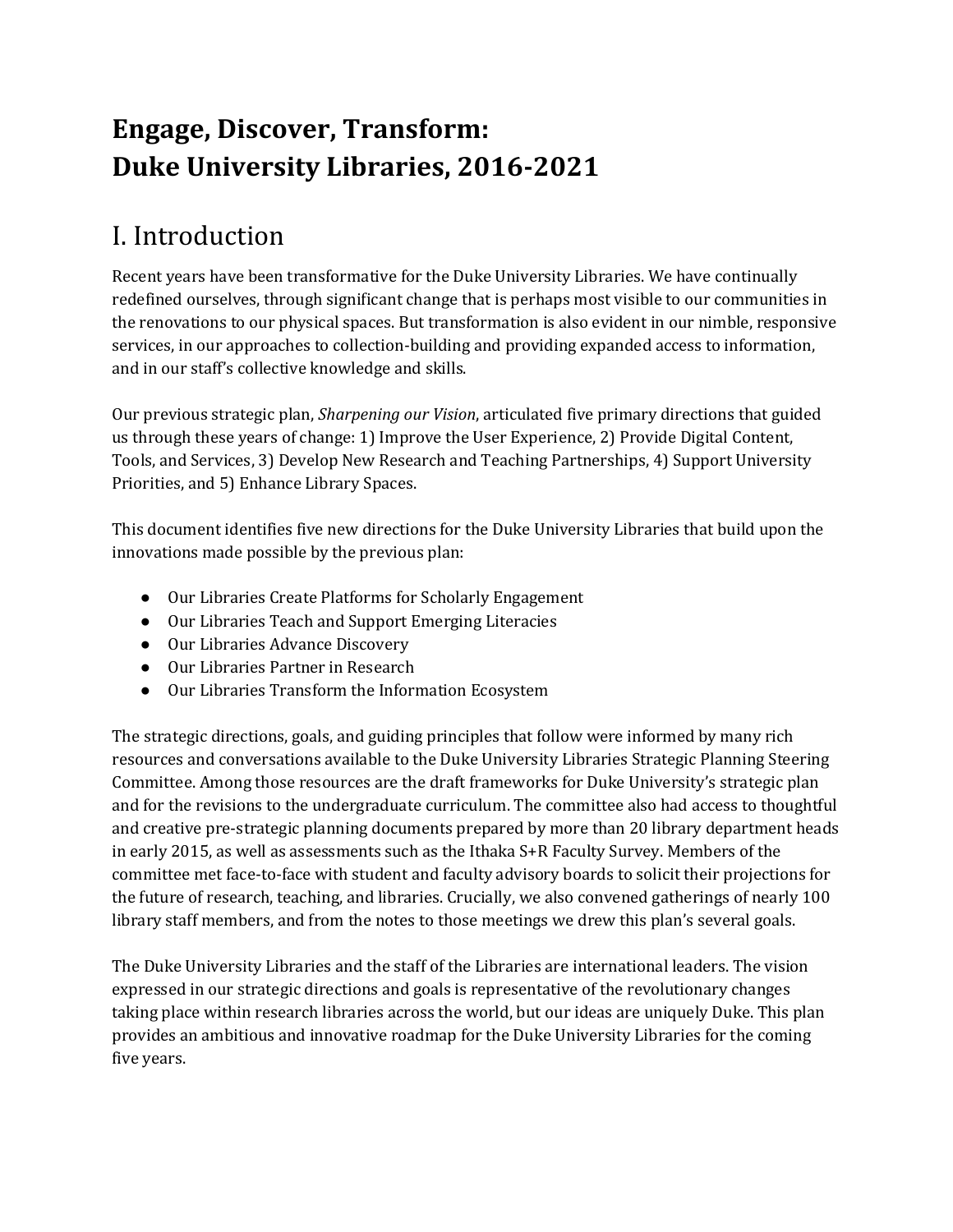# Engage, Discover, Transform: Duke University Libraries, 2016-2021

## I. Introduction

Recent years have been transformative for the Duke University Libraries. We have continually redefined ourselves, through significant change that is perhaps most visible to our communities in the renovations to our physical spaces. But transformation is also evident in our nimble, responsive services, in our approaches to collection-building and providing expanded access to information, and in our staff's collective knowledge and skills.

Our previous strategic plan, *Sharpening our Vision*, articulated five primary directions that guided us through these years of change: 1) Improve the User Experience, 2) Provide Digital Content, Tools, and Services, 3) Develop New Research and Teaching Partnerships, 4) Support University Priorities, and 5) Enhance Library Spaces.

This document identifies five new directions for the Duke University Libraries that build upon the innovations made possible by the previous plan:

- Our Libraries Create Platforms for Scholarly Engagement
- Our Libraries Teach and Support Emerging Literacies
- Our Libraries Advance Discovery
- Our Libraries Partner in Research
- Our Libraries Transform the Information Ecosystem

The strategic directions, goals, and guiding principles that follow were informed by many rich resources and conversations available to the Duke University Libraries Strategic Planning Steering Committee. Among those resources are the draft frameworks for Duke University's strategic plan and for the revisions to the undergraduate curriculum. The committee also had access to thoughtful and creative pre-strategic planning documents prepared by more than 20 library department heads in early 2015, as well as assessments such as the Ithaka S+R Faculty Survey. Members of the committee met face-to-face with student and faculty advisory boards to solicit their projections for the future of research, teaching, and libraries. Crucially, we also convened gatherings of nearly 100 library staff members, and from the notes to those meetings we drew this plan's several goals.

The Duke University Libraries and the staff of the Libraries are international leaders. The vision expressed in our strategic directions and goals is representative of the revolutionary changes taking place within research libraries across the world, but our ideas are uniquely Duke. This plan provides an ambitious and innovative roadmap for the Duke University Libraries for the coming five years.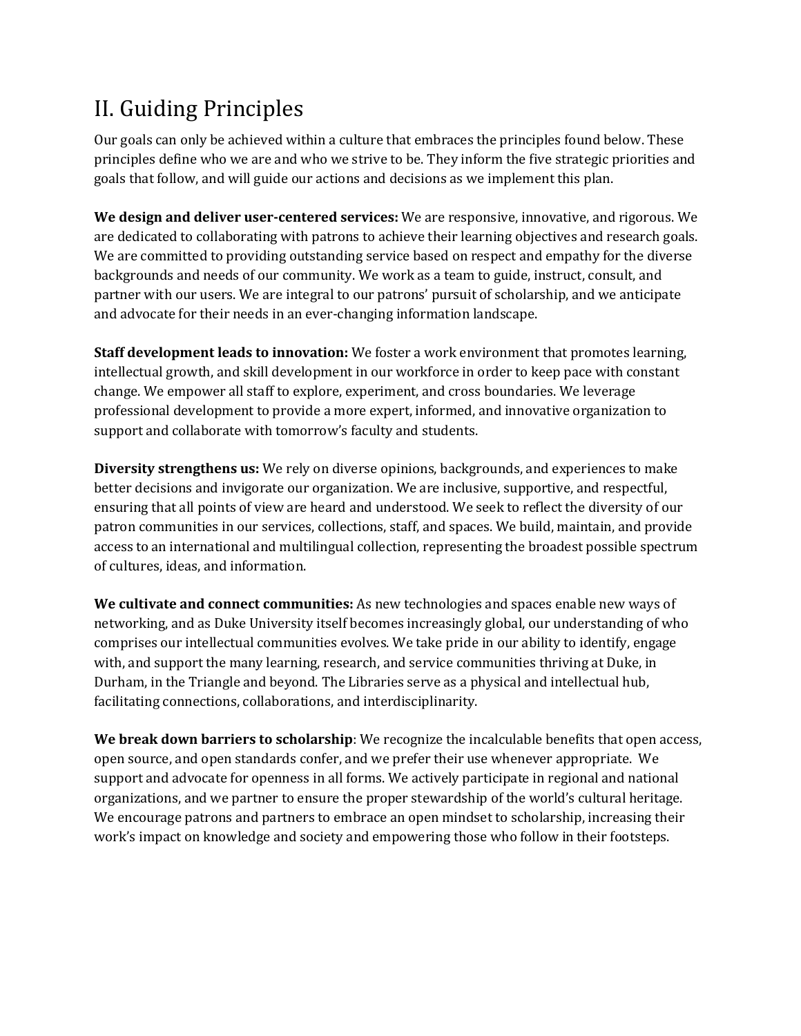# II. Guiding Principles

Our goals can only be achieved within a culture that embraces the principles found below. These principles define who we are and who we strive to be. They inform the five strategic priorities and goals that follow, and will guide our actions and decisions as we implement this plan.

**We design and deliver user-centered services:** We are responsive, innovative, and rigorous. We are dedicated to collaborating with patrons to achieve their learning objectives and research goals. We are committed to providing outstanding service based on respect and empathy for the diverse backgrounds and needs of our community. We work as a team to guide, instruct, consult, and partner with our users. We are integral to our patrons' pursuit of scholarship, and we anticipate and advocate for their needs in an ever-changing information landscape.

**Staff development leads to innovation:** We foster a work environment that promotes learning, intellectual growth, and skill development in our workforce in order to keep pace with constant change. We empower all staff to explore, experiment, and cross boundaries. We leverage professional development to provide a more expert, informed, and innovative organization to support and collaborate with tomorrow's faculty and students.

**Diversity strengthens us:** We rely on diverse opinions, backgrounds, and experiences to make better decisions and invigorate our organization. We are inclusive, supportive, and respectful, ensuring that all points of view are heard and understood. We seek to reflect the diversity of our patron communities in our services, collections, staff, and spaces. We build, maintain, and provide access to an international and multilingual collection, representing the broadest possible spectrum of cultures, ideas, and information.

**We cultivate and connect communities:** As new technologies and spaces enable new ways of networking, and as Duke University itself becomes increasingly global, our understanding of who comprises our intellectual communities evolves. We take pride in our ability to identify, engage with, and support the many learning, research, and service communities thriving at Duke, in Durham, in the Triangle and beyond. The Libraries serve as a physical and intellectual hub, facilitating connections, collaborations, and interdisciplinarity.

**We break down barriers to scholarship**: We recognize the incalculable benefits that open access, open source, and open standards confer, and we prefer their use whenever appropriate. We support and advocate for openness in all forms. We actively participate in regional and national organizations, and we partner to ensure the proper stewardship of the world's cultural heritage. We encourage patrons and partners to embrace an open mindset to scholarship, increasing their work's impact on knowledge and society and empowering those who follow in their footsteps.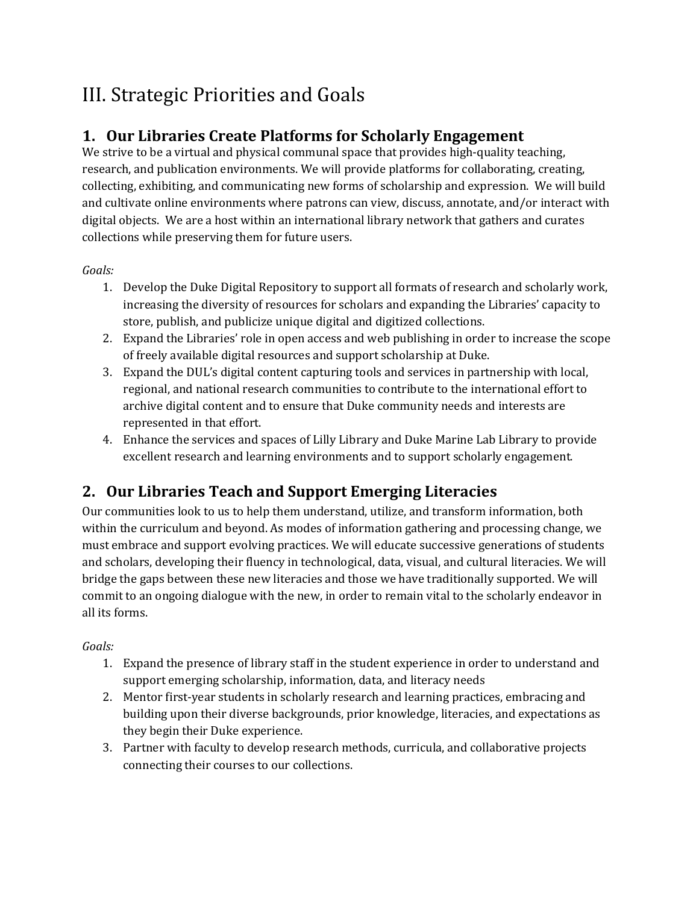# III. Strategic Priorities and Goals

## 1. Our Libraries Create Platforms for Scholarly Engagement

We strive to be a virtual and physical communal space that provides high-quality teaching, research, and publication environments. We will provide platforms for collaborating, creating, collecting, exhibiting, and communicating new forms of scholarship and expression. We will build and cultivate online environments where patrons can view, discuss, annotate, and/or interact with digital objects. We are a host within an international library network that gathers and curates collections while preserving them for future users.

*Goals:*

1. Develop the Duke Digital Repository to support all formats of research and scholarly work, increasing the diversity of resources for scholars and expanding the Libraries' capacity to store, publish, and publicize unique digital and digitized collections.
2. Expand the Libraries' role in open access and web publishing in order to increase the scope of freely available digital resources and support scholarship at Duke.
3. Expand the DUL's digital content capturing tools and services in partnership with local, regional, and national research communities to contribute to the international effort to archive digital content and to ensure that Duke community needs and interests are represented in that effort.
4. Enhance the services and spaces of Lilly Library and Duke Marine Lab Library to provide excellent research and learning environments and to support scholarly engagement.

## 2. Our Libraries Teach and Support Emerging Literacies

Our communities look to us to help them understand, utilize, and transform information, both within the curriculum and beyond. As modes of information gathering and processing change, we must embrace and support evolving practices. We will educate successive generations of students and scholars, developing their fluency in technological, data, visual, and cultural literacies. We will bridge the gaps between these new literacies and those we have traditionally supported. We will commit to an ongoing dialogue with the new, in order to remain vital to the scholarly endeavor in all its forms.

*Goals:*

1. Expand the presence of library staff in the student experience in order to understand and support emerging scholarship, information, data, and literacy needs
2. Mentor first-year students in scholarly research and learning practices, embracing and building upon their diverse backgrounds, prior knowledge, literacies, and expectations as they begin their Duke experience.
3. Partner with faculty to develop research methods, curricula, and collaborative projects connecting their courses to our collections.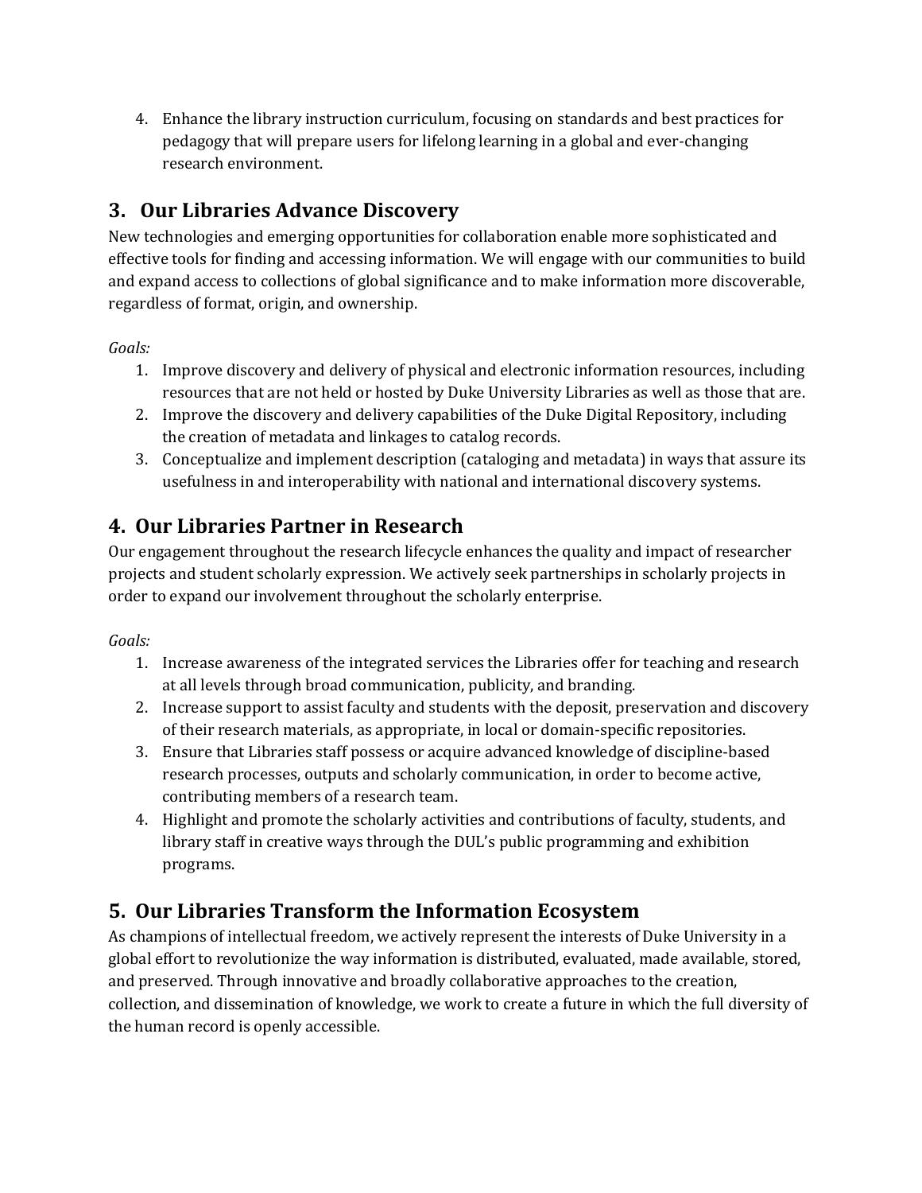4. Enhance the library instruction curriculum, focusing on standards and best practices for pedagogy that will prepare users for lifelong learning in a global and ever-changing research environment.

## 3. Our Libraries Advance Discovery

New technologies and emerging opportunities for collaboration enable more sophisticated and effective tools for finding and accessing information. We will engage with our communities to build and expand access to collections of global significance and to make information more discoverable, regardless of format, origin, and ownership.

*Goals:*

1. Improve discovery and delivery of physical and electronic information resources, including resources that are not held or hosted by Duke University Libraries as well as those that are.
2. Improve the discovery and delivery capabilities of the Duke Digital Repository, including the creation of metadata and linkages to catalog records.
3. Conceptualize and implement description (cataloging and metadata) in ways that assure its usefulness in and interoperability with national and international discovery systems.

## 4. Our Libraries Partner in Research

Our engagement throughout the research lifecycle enhances the quality and impact of researcher projects and student scholarly expression. We actively seek partnerships in scholarly projects in order to expand our involvement throughout the scholarly enterprise.

*Goals:*

1. Increase awareness of the integrated services the Libraries offer for teaching and research at all levels through broad communication, publicity, and branding.
2. Increase support to assist faculty and students with the deposit, preservation and discovery of their research materials, as appropriate, in local or domain-specific repositories.
3. Ensure that Libraries staff possess or acquire advanced knowledge of discipline-based research processes, outputs and scholarly communication, in order to become active, contributing members of a research team.
4. Highlight and promote the scholarly activities and contributions of faculty, students, and library staff in creative ways through the DUL's public programming and exhibition programs.

## 5. Our Libraries Transform the Information Ecosystem

As champions of intellectual freedom, we actively represent the interests of Duke University in a global effort to revolutionize the way information is distributed, evaluated, made available, stored, and preserved. Through innovative and broadly collaborative approaches to the creation, collection, and dissemination of knowledge, we work to create a future in which the full diversity of the human record is openly accessible.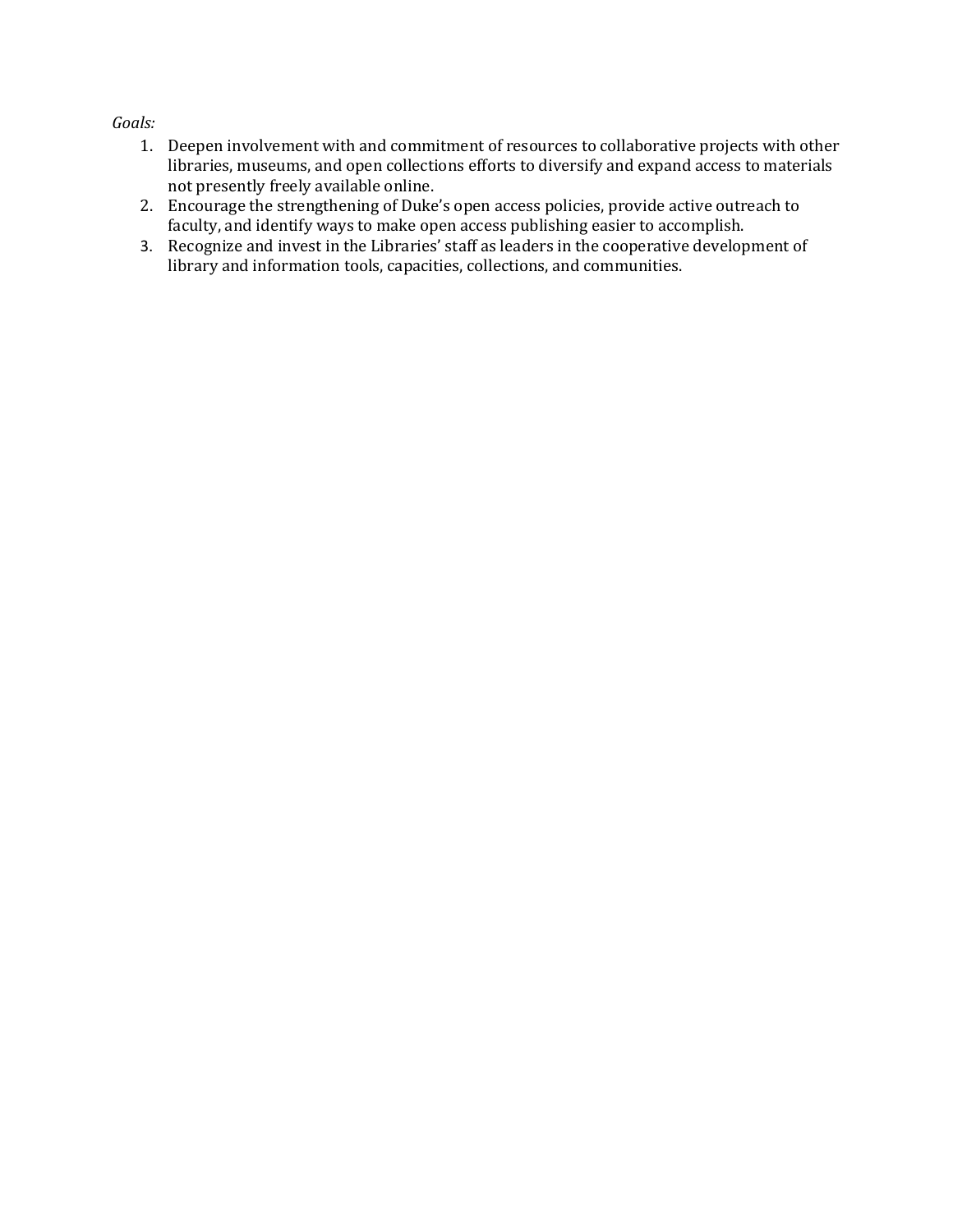*Goals:*

1. Deepen involvement with and commitment of resources to collaborative projects with other libraries, museums, and open collections efforts to diversify and expand access to materials not presently freely available online.
2. Encourage the strengthening of Duke's open access policies, provide active outreach to faculty, and identify ways to make open access publishing easier to accomplish.
3. Recognize and invest in the Libraries' staff as leaders in the cooperative development of library and information tools, capacities, collections, and communities.